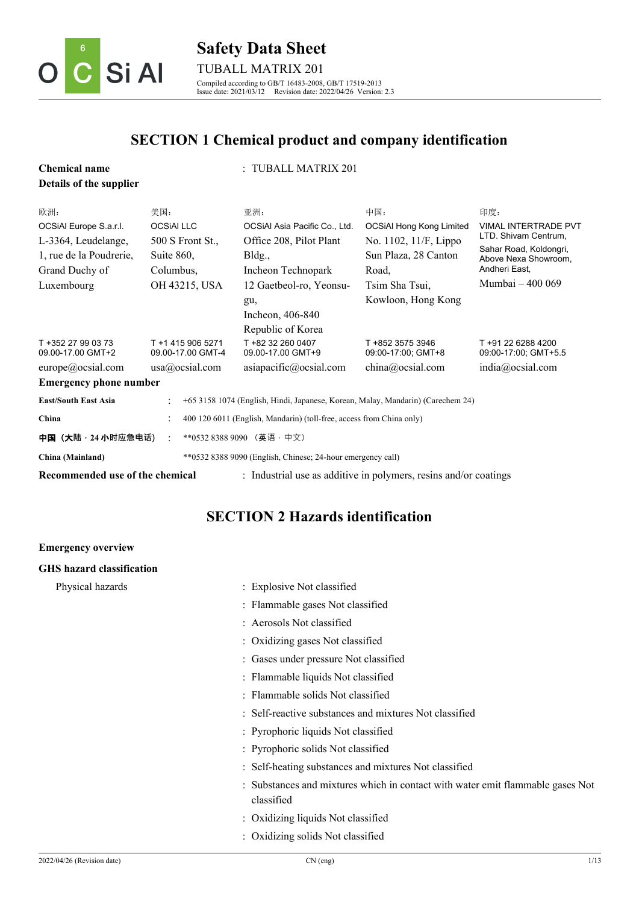# Safety Data Sheet

TUBALL MATRIX 201

Compiled according to GB/T 16483-2008, GB/T 17519-2013
Issue date: 2021/03/12 Revision date: 2022/04/26 Version: 2.3

## SECTION 1 Chemical product and company identification

**Chemical name** : TUBALL MATRIX 201

**Details of the supplier**

| 欧洲： | 美国： | 亚洲： | 中国： | 印度： |
|---|---|---|---|---|
| OCSiAl Europe S.a.r.l. L-3364, Leudelange, 1, rue de la Poudrerie, Grand Duchy of Luxembourg | OCSiAl LLC 500 S Front St., Suite 860, Columbus, OH 43215, USA | OCSiAl Asia Pacific Co., Ltd. Office 208, Pilot Plant Bldg., Incheon Technopark 12 Gaetbeol-ro, Yeonsu-gu, Incheon, 406-840 Republic of Korea | OCSiAl Hong Kong Limited No. 1102, 11/F, Lippo Sun Plaza, 28 Canton Road, Tsim Sha Tsui, Kowloon, Hong Kong | VIMAL INTERTRADE PVT LTD. Shivam Centrum, Sahar Road, Koldongri, Above Nexa Showroom, Andheri East, Mumbai – 400 069 |
| T +352 27 99 03 73 09.00-17.00 GMT+2 | T +1 415 906 5271 09.00-17.00 GMT-4 | T +82 32 260 0407 09.00-17.00 GMT+9 | T +852 3575 3946 09:00-17:00; GMT+8 | T +91 22 6288 4200 09:00-17:00; GMT+5.5 |
| europe@ocsial.com | usa@ocsial.com | asiapacific@ocsial.com | china@ocsial.com | india@ocsial.com |

**Emergency phone number**

| | | |
|---|---|---|
| **East/South East Asia** | : | +65 3158 1074 (English, Hindi, Japanese, Korean, Malay, Mandarin) (Carechem 24) |
| **China** | : | 400 120 6011 (English, Mandarin) (toll-free, access from China only) |
| **中国（大陆・24 小时应急电话）** | : | **0532 8388 9090 （英语・中文） |
| **China (Mainland)** | | **0532 8388 9090 (English, Chinese; 24-hour emergency call) |

**Recommended use of the chemical** : Industrial use as additive in polymers, resins and/or coatings

## SECTION 2 Hazards identification

**Emergency overview**

**GHS hazard classification**

Physical hazards

: Explosive Not classified
: Flammable gases Not classified
: Aerosols Not classified
: Oxidizing gases Not classified
: Gases under pressure Not classified
: Flammable liquids Not classified
: Flammable solids Not classified
: Self-reactive substances and mixtures Not classified
: Pyrophoric liquids Not classified
: Pyrophoric solids Not classified
: Self-heating substances and mixtures Not classified
: Substances and mixtures which in contact with water emit flammable gases Not classified
: Oxidizing liquids Not classified
: Oxidizing solids Not classified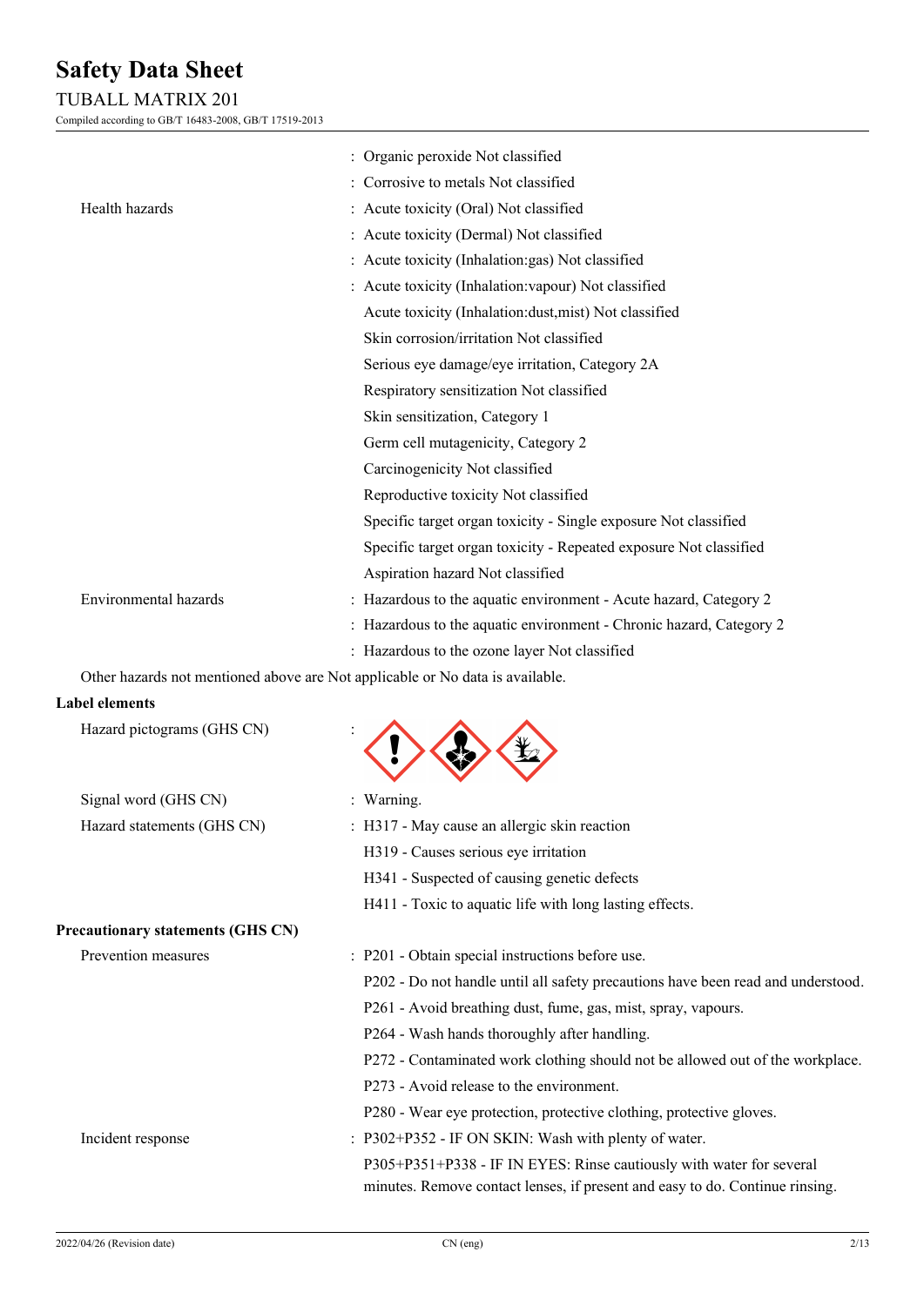| | |
|---|---|
| | : Organic peroxide Not classified |
| | : Corrosive to metals Not classified |
| Health hazards | : Acute toxicity (Oral) Not classified |
| | : Acute toxicity (Dermal) Not classified |
| | : Acute toxicity (Inhalation:gas) Not classified |
| | : Acute toxicity (Inhalation:vapour) Not classified |
| | Acute toxicity (Inhalation:dust,mist) Not classified |
| | Skin corrosion/irritation Not classified |
| | Serious eye damage/eye irritation, Category 2A |
| | Respiratory sensitization Not classified |
| | Skin sensitization, Category 1 |
| | Germ cell mutagenicity, Category 2 |
| | Carcinogenicity Not classified |
| | Reproductive toxicity Not classified |
| | Specific target organ toxicity - Single exposure Not classified |
| | Specific target organ toxicity - Repeated exposure Not classified |
| | Aspiration hazard Not classified |
| Environmental hazards | : Hazardous to the aquatic environment - Acute hazard, Category 2 |
| | : Hazardous to the aquatic environment - Chronic hazard, Category 2 |
| | : Hazardous to the ozone layer Not classified |

Other hazards not mentioned above are Not applicable or No data is available.

**Label elements**

| | |
|---|---|
| Hazard pictograms (GHS CN) | : |
| Signal word (GHS CN) | : Warning. |
| Hazard statements (GHS CN) | : H317 - May cause an allergic skin reaction |
| | H319 - Causes serious eye irritation |
| | H341 - Suspected of causing genetic defects |
| | H411 - Toxic to aquatic life with long lasting effects. |

**Precautionary statements (GHS CN)**

| | |
|---|---|
| Prevention measures | : P201 - Obtain special instructions before use. |
| | P202 - Do not handle until all safety precautions have been read and understood. |
| | P261 - Avoid breathing dust, fume, gas, mist, spray, vapours. |
| | P264 - Wash hands thoroughly after handling. |
| | P272 - Contaminated work clothing should not be allowed out of the workplace. |
| | P273 - Avoid release to the environment. |
| | P280 - Wear eye protection, protective clothing, protective gloves. |
| Incident response | : P302+P352 - IF ON SKIN: Wash with plenty of water. |
| | P305+P351+P338 - IF IN EYES: Rinse cautiously with water for several minutes. Remove contact lenses, if present and easy to do. Continue rinsing. |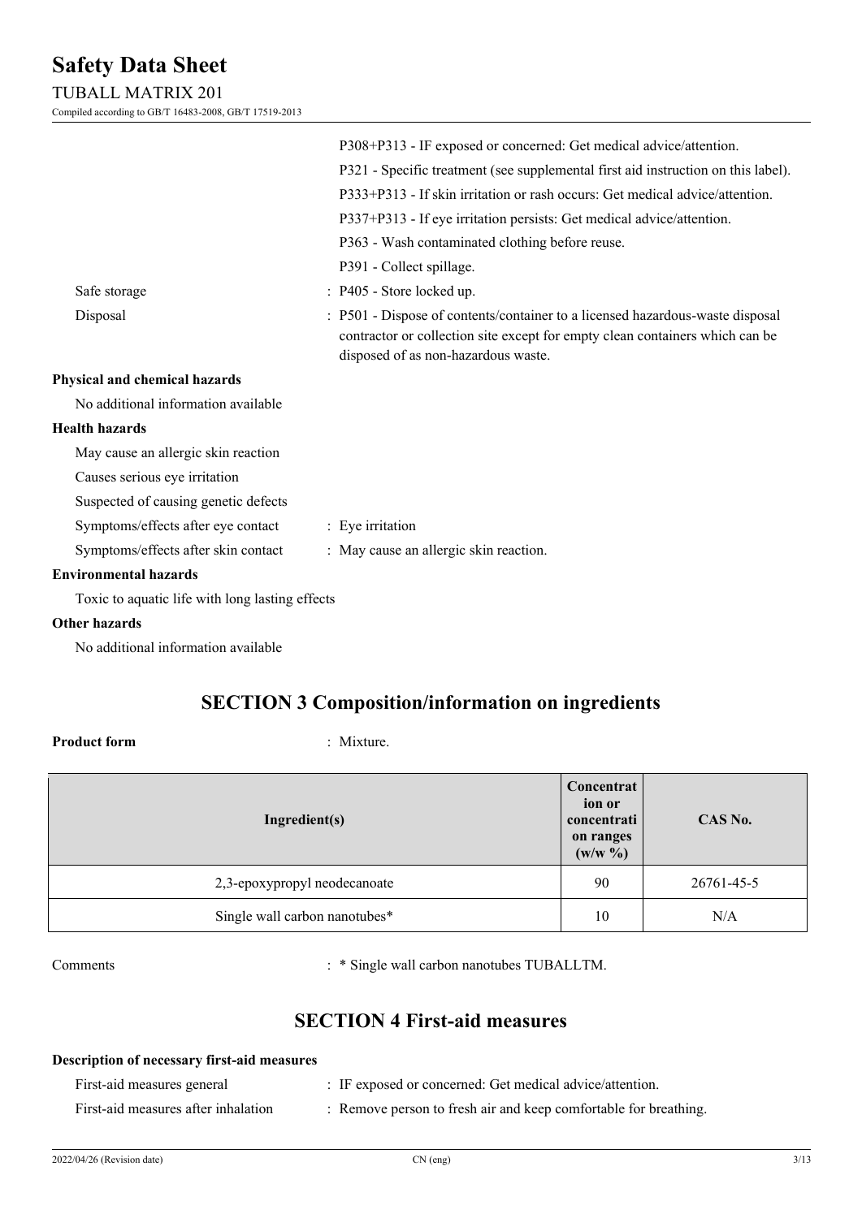P308+P313 - IF exposed or concerned: Get medical advice/attention.

P321 - Specific treatment (see supplemental first aid instruction on this label).

P333+P313 - If skin irritation or rash occurs: Get medical advice/attention.

P337+P313 - If eye irritation persists: Get medical advice/attention.

P363 - Wash contaminated clothing before reuse.

P391 - Collect spillage.

Safe storage : P405 - Store locked up.

Disposal : P501 - Dispose of contents/container to a licensed hazardous-waste disposal contractor or collection site except for empty clean containers which can be disposed of as non-hazardous waste.

**Physical and chemical hazards**

No additional information available

**Health hazards**

May cause an allergic skin reaction

Causes serious eye irritation

Suspected of causing genetic defects

Symptoms/effects after eye contact : Eye irritation

Symptoms/effects after skin contact : May cause an allergic skin reaction.

**Environmental hazards**

Toxic to aquatic life with long lasting effects

**Other hazards**

No additional information available

## SECTION 3 Composition/information on ingredients

**Product form** : Mixture.

| Ingredient(s) | Concentration or concentration ranges (w/w %) | CAS No. |
|---|---|---|
| 2,3-epoxypropyl neodecanoate | 90 | 26761-45-5 |
| Single wall carbon nanotubes* | 10 | N/A |

Comments : * Single wall carbon nanotubes TUBALLTM.

## SECTION 4 First-aid measures

**Description of necessary first-aid measures**

First-aid measures general : IF exposed or concerned: Get medical advice/attention.

First-aid measures after inhalation : Remove person to fresh air and keep comfortable for breathing.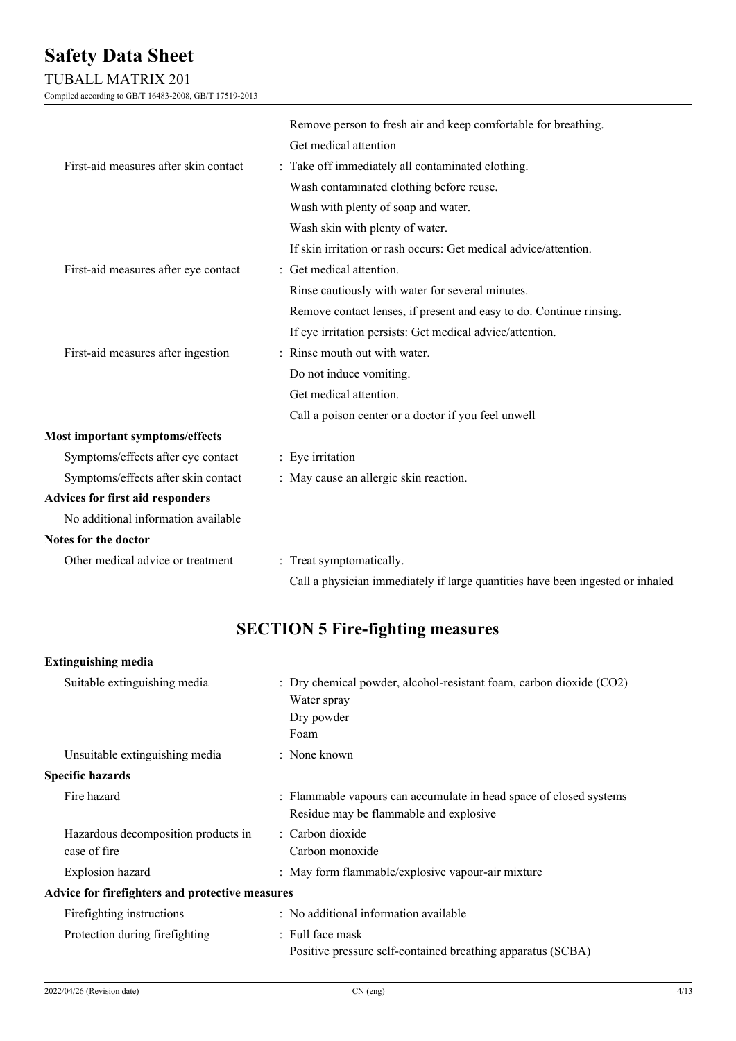| | |
|---|---|
| | Remove person to fresh air and keep comfortable for breathing.<br>Get medical attention |
| First-aid measures after skin contact | : Take off immediately all contaminated clothing.<br>Wash contaminated clothing before reuse.<br>Wash with plenty of soap and water.<br>Wash skin with plenty of water.<br>If skin irritation or rash occurs: Get medical advice/attention. |
| First-aid measures after eye contact | : Get medical attention.<br>Rinse cautiously with water for several minutes.<br>Remove contact lenses, if present and easy to do. Continue rinsing.<br>If eye irritation persists: Get medical advice/attention. |
| First-aid measures after ingestion | : Rinse mouth out with water.<br>Do not induce vomiting.<br>Get medical attention.<br>Call a poison center or a doctor if you feel unwell |

**Most important symptoms/effects**

| | |
|---|---|
| Symptoms/effects after eye contact | : Eye irritation |
| Symptoms/effects after skin contact | : May cause an allergic skin reaction. |

**Advices for first aid responders**

No additional information available

**Notes for the doctor**

| | |
|---|---|
| Other medical advice or treatment | : Treat symptomatically.<br>Call a physician immediately if large quantities have been ingested or inhaled |

## SECTION 5 Fire-fighting measures

**Extinguishing media**

| | |
|---|---|
| Suitable extinguishing media | : Dry chemical powder, alcohol-resistant foam, carbon dioxide ($CO_2$)<br>Water spray<br>Dry powder<br>Foam |
| Unsuitable extinguishing media | : None known |

**Specific hazards**

| | |
|---|---|
| Fire hazard | : Flammable vapours can accumulate in head space of closed systems<br>Residue may be flammable and explosive |
| Hazardous decomposition products in case of fire | : Carbon dioxide<br>Carbon monoxide |
| Explosion hazard | : May form flammable/explosive vapour-air mixture |

**Advice for firefighters and protective measures**

| | |
|---|---|
| Firefighting instructions | : No additional information available |
| Protection during firefighting | : Full face mask<br>Positive pressure self-contained breathing apparatus (SCBA) |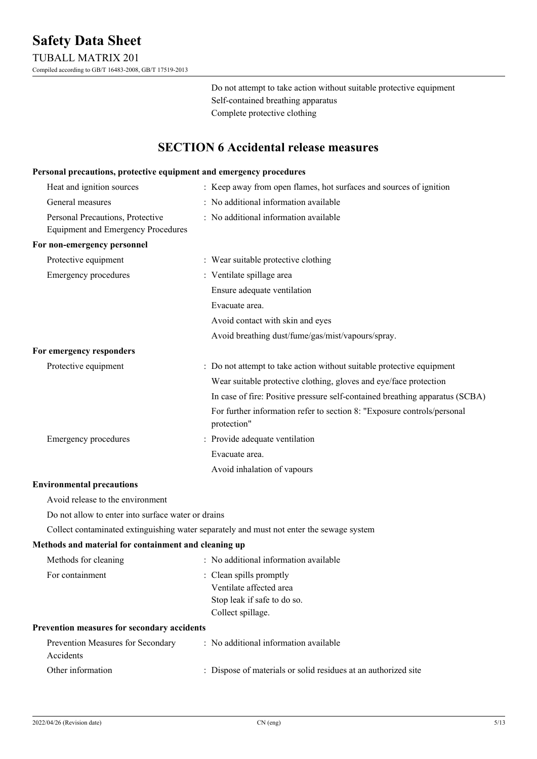Do not attempt to take action without suitable protective equipment
Self-contained breathing apparatus
Complete protective clothing

## SECTION 6 Accidental release measures

**Personal precautions, protective equipment and emergency procedures**

| | |
|---|---|
| Heat and ignition sources | : Keep away from open flames, hot surfaces and sources of ignition |
| General measures | : No additional information available |
| Personal Precautions, Protective Equipment and Emergency Procedures | : No additional information available |

**For non-emergency personnel**

| | |
|---|---|
| Protective equipment | : Wear suitable protective clothing |
| Emergency procedures | : Ventilate spillage area<br>Ensure adequate ventilation<br>Evacuate area.<br>Avoid contact with skin and eyes<br>Avoid breathing dust/fume/gas/mist/vapours/spray. |

**For emergency responders**

| | |
|---|---|
| Protective equipment | : Do not attempt to take action without suitable protective equipment<br>Wear suitable protective clothing, gloves and eye/face protection<br>In case of fire: Positive pressure self-contained breathing apparatus (SCBA)<br>For further information refer to section 8: "Exposure controls/personal protection" |
| Emergency procedures | : Provide adequate ventilation<br>Evacuate area.<br>Avoid inhalation of vapours |

**Environmental precautions**

Avoid release to the environment

Do not allow to enter into surface water or drains

Collect contaminated extinguishing water separately and must not enter the sewage system

**Methods and material for containment and cleaning up**

| | |
|---|---|
| Methods for cleaning | : No additional information available |
| For containment | : Clean spills promptly<br>Ventilate affected area<br>Stop leak if safe to do so.<br>Collect spillage. |

**Prevention measures for secondary accidents**

| | |
|---|---|
| Prevention Measures for Secondary Accidents | : No additional information available |
| Other information | : Dispose of materials or solid residues at an authorized site |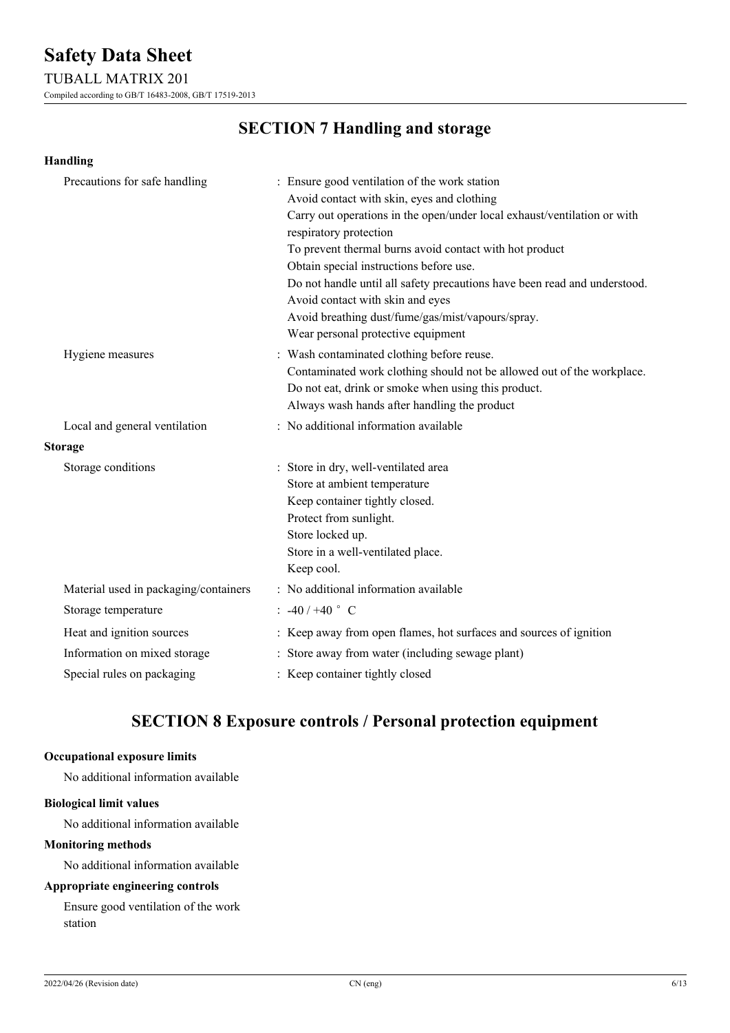## SECTION 7 Handling and storage

### Handling

| | |
|---|---|
| Precautions for safe handling | : Ensure good ventilation of the work station<br>Avoid contact with skin, eyes and clothing<br>Carry out operations in the open/under local exhaust/ventilation or with respiratory protection<br>To prevent thermal burns avoid contact with hot product<br>Obtain special instructions before use.<br>Do not handle until all safety precautions have been read and understood.<br>Avoid contact with skin and eyes<br>Avoid breathing dust/fume/gas/mist/vapours/spray.<br>Wear personal protective equipment |
| Hygiene measures | : Wash contaminated clothing before reuse.<br>Contaminated work clothing should not be allowed out of the workplace.<br>Do not eat, drink or smoke when using this product.<br>Always wash hands after handling the product |
| Local and general ventilation | : No additional information available |

### Storage

| | |
|---|---|
| Storage conditions | : Store in dry, well-ventilated area<br>Store at ambient temperature<br>Keep container tightly closed.<br>Protect from sunlight.<br>Store locked up.<br>Store in a well-ventilated place.<br>Keep cool. |
| Material used in packaging/containers | : No additional information available |
| Storage temperature | : -40 / +40 ° C |
| Heat and ignition sources | : Keep away from open flames, hot surfaces and sources of ignition |
| Information on mixed storage | : Store away from water (including sewage plant) |
| Special rules on packaging | : Keep container tightly closed |

## SECTION 8 Exposure controls / Personal protection equipment

**Occupational exposure limits**

No additional information available

**Biological limit values**

No additional information available

**Monitoring methods**

No additional information available

**Appropriate engineering controls**

Ensure good ventilation of the work station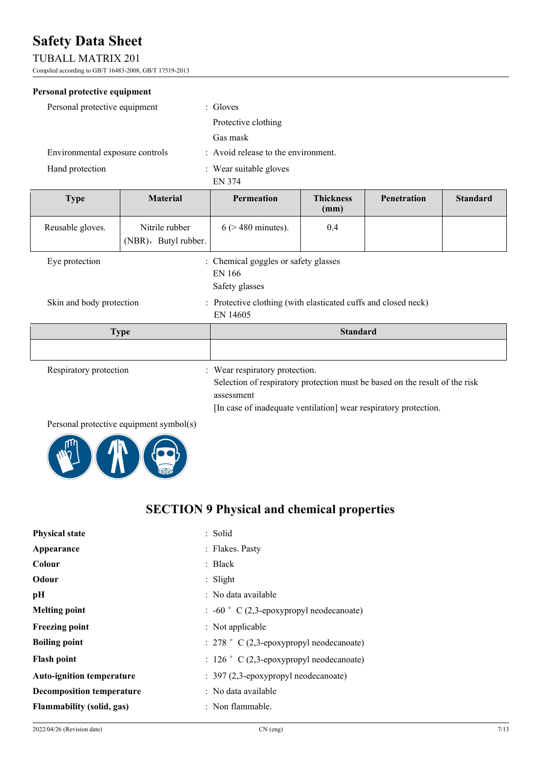**Personal protective equipment**

Personal protective equipment : Gloves
Protective clothing
Gas mask

Environmental exposure controls : Avoid release to the environment.

Hand protection : Wear suitable gloves
EN 374

| Type | Material | Permeation | Thickness (mm) | Penetration | Standard |
|---|---|---|---|---|---|
| Reusable gloves. | Nitrile rubber (NBR)，Butyl rubber. | 6 (> 480 minutes). | 0.4 | | |

Eye protection : Chemical goggles or safety glasses
EN 166
Safety glasses

Skin and body protection : Protective clothing (with elasticated cuffs and closed neck)
EN 14605

| Type | Standard |
|---|---|
| | |

Respiratory protection : Wear respiratory protection.
Selection of respiratory protection must be based on the result of the risk assessment
[In case of inadequate ventilation] wear respiratory protection.

Personal protective equipment symbol(s)

# SECTION 9 Physical and chemical properties

**Physical state** : Solid

**Appearance** : Flakes. Pasty

**Colour** : Black

**Odour** : Slight

**pH** : No data available

**Melting point** : -60 ° C (2,3-epoxypropyl neodecanoate)

**Freezing point** : Not applicable

**Boiling point** : 278 ° C (2,3-epoxypropyl neodecanoate)

**Flash point** : 126 ° C (2,3-epoxypropyl neodecanoate)

**Auto-ignition temperature** : 397 (2,3-epoxypropyl neodecanoate)

**Decomposition temperature** : No data available

**Flammability (solid, gas)** : Non flammable.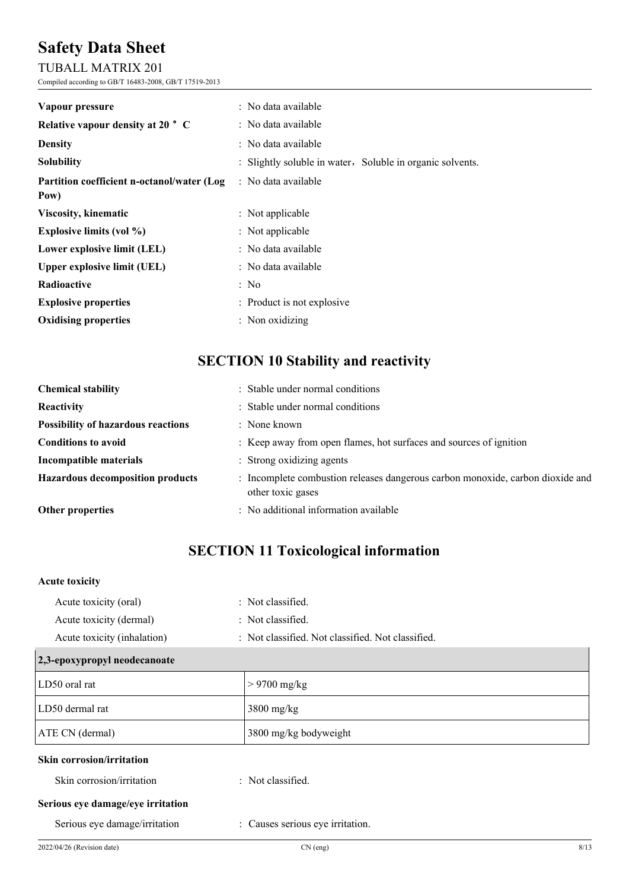| | |
|---|---|
| **Vapour pressure** | : No data available |
| **Relative vapour density at 20 ° C** | : No data available |
| **Density** | : No data available |
| **Solubility** | : Slightly soluble in water，Soluble in organic solvents. |
| **Partition coefficient n-octanol/water (Log Pow)** | : No data available |
| **Viscosity, kinematic** | : Not applicable |
| **Explosive limits (vol %)** | : Not applicable |
| **Lower explosive limit (LEL)** | : No data available |
| **Upper explosive limit (UEL)** | : No data available |
| **Radioactive** | : No |
| **Explosive properties** | : Product is not explosive |
| **Oxidising properties** | : Non oxidizing |

# SECTION 10 Stability and reactivity

| | |
|---|---|
| **Chemical stability** | : Stable under normal conditions |
| **Reactivity** | : Stable under normal conditions |
| **Possibility of hazardous reactions** | : None known |
| **Conditions to avoid** | : Keep away from open flames, hot surfaces and sources of ignition |
| **Incompatible materials** | : Strong oxidizing agents |
| **Hazardous decomposition products** | : Incomplete combustion releases dangerous carbon monoxide, carbon dioxide and other toxic gases |
| **Other properties** | : No additional information available |

# SECTION 11 Toxicological information

**Acute toxicity**

| | |
|---|---|
| Acute toxicity (oral) | : Not classified. |
| Acute toxicity (dermal) | : Not classified. |
| Acute toxicity (inhalation) | : Not classified. Not classified. Not classified. |

| 2,3-epoxypropyl neodecanoate | |
|---|---|
| LD50 oral rat | > 9700 mg/kg |
| LD50 dermal rat | 3800 mg/kg |
| ATE CN (dermal) | 3800 mg/kg bodyweight |

**Skin corrosion/irritation**

| | |
|---|---|
| Skin corrosion/irritation | : Not classified. |

**Serious eye damage/eye irritation**

| | |
|---|---|
| Serious eye damage/irritation | : Causes serious eye irritation. |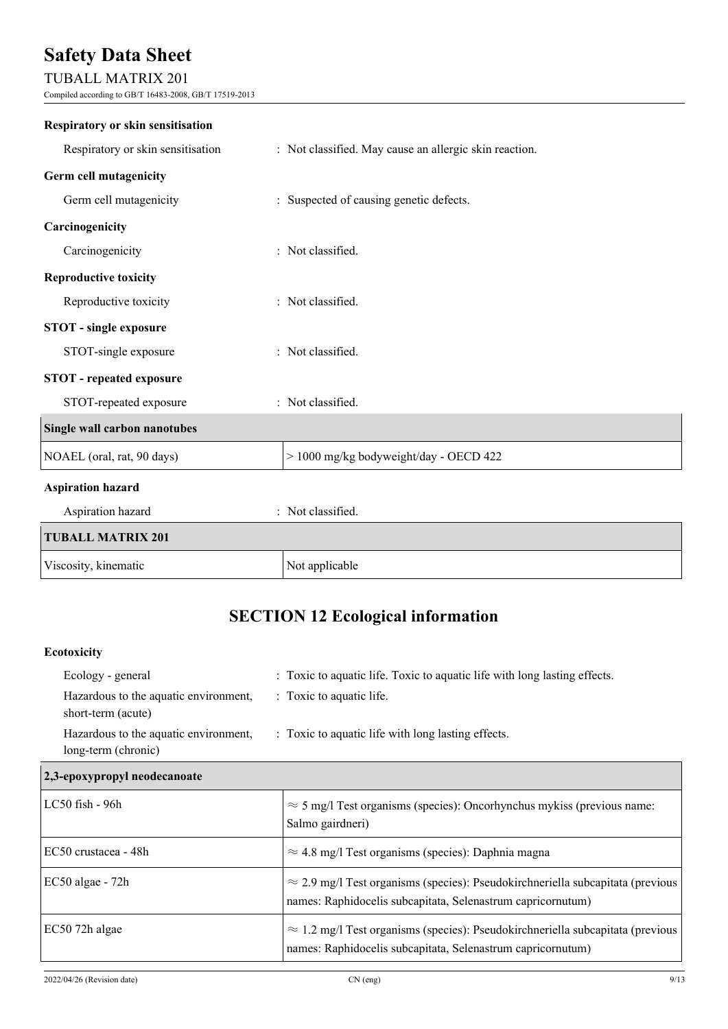**Respiratory or skin sensitisation**

Respiratory or skin sensitisation : Not classified. May cause an allergic skin reaction.

**Germ cell mutagenicity**

Germ cell mutagenicity : Suspected of causing genetic defects.

**Carcinogenicity**

Carcinogenicity : Not classified.

**Reproductive toxicity**

Reproductive toxicity : Not classified.

**STOT - single exposure**

STOT-single exposure : Not classified.

**STOT - repeated exposure**

STOT-repeated exposure : Not classified.

| **Single wall carbon nanotubes** | |
|---|---|
| NOAEL (oral, rat, 90 days) | > 1000 mg/kg bodyweight/day - OECD 422 |

**Aspiration hazard**

Aspiration hazard : Not classified.

| **TUBALL MATRIX 201** | |
|---|---|
| Viscosity, kinematic | Not applicable |

## SECTION 12 Ecological information

**Ecotoxicity**

Ecology - general : Toxic to aquatic life. Toxic to aquatic life with long lasting effects.

Hazardous to the aquatic environment, short-term (acute) : Toxic to aquatic life.

Hazardous to the aquatic environment, long-term (chronic) : Toxic to aquatic life with long lasting effects.

| **2,3-epoxypropyl neodecanoate** | |
|---|---|
| LC50 fish - 96h | ≈ 5 mg/l Test organisms (species): Oncorhynchus mykiss (previous name: Salmo gairdneri) |
| EC50 crustacea - 48h | ≈ 4.8 mg/l Test organisms (species): Daphnia magna |
| EC50 algae - 72h | ≈ 2.9 mg/l Test organisms (species): Pseudokirchneriella subcapitata (previous names: Raphidocelis subcapitata, Selenastrum capricornutum) |
| EC50 72h algae | ≈ 1.2 mg/l Test organisms (species): Pseudokirchneriella subcapitata (previous names: Raphidocelis subcapitata, Selenastrum capricornutum) |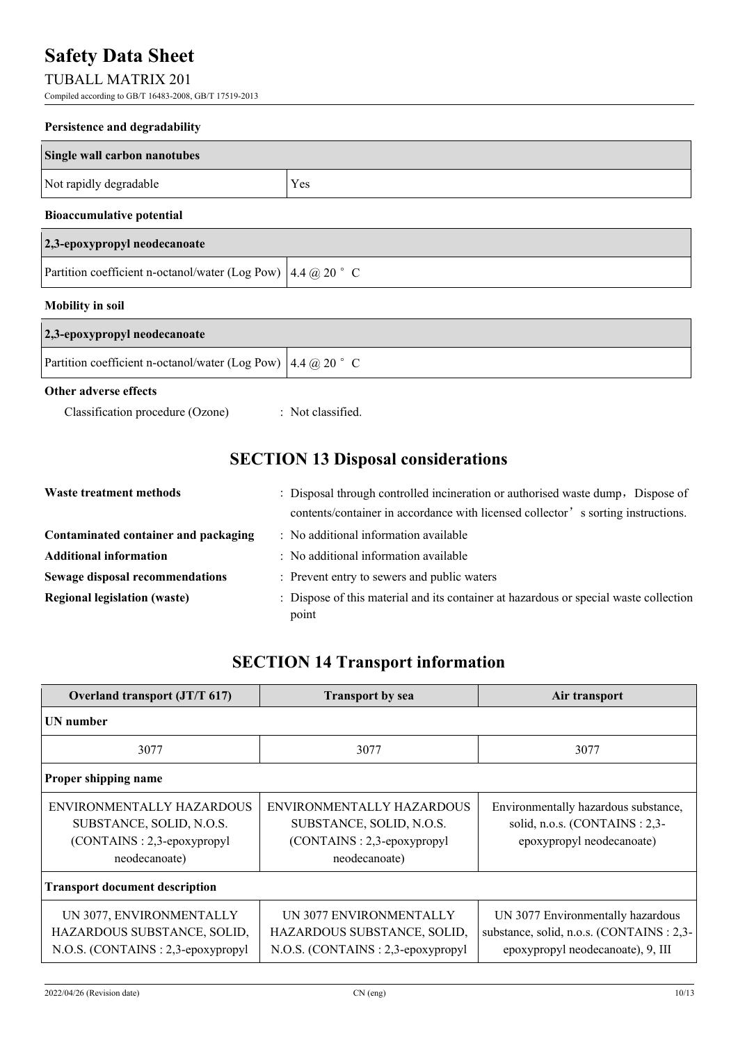**Persistence and degradability**

| Single wall carbon nanotubes | |
|---|---|
| Not rapidly degradable | Yes |

**Bioaccumulative potential**

| 2,3-epoxypropyl neodecanoate | |
|---|---|
| Partition coefficient n-octanol/water (Log Pow) | 4.4 @ 20 ° C |

**Mobility in soil**

| 2,3-epoxypropyl neodecanoate | |
|---|---|
| Partition coefficient n-octanol/water (Log Pow) | 4.4 @ 20 ° C |

**Other adverse effects**

Classification procedure (Ozone) : Not classified.

## SECTION 13 Disposal considerations

**Waste treatment methods** : Disposal through controlled incineration or authorised waste dump，Dispose of contents/container in accordance with licensed collector’s sorting instructions.

**Contaminated container and packaging** : No additional information available

**Additional information** : No additional information available

**Sewage disposal recommendations** : Prevent entry to sewers and public waters

**Regional legislation (waste)** : Dispose of this material and its container at hazardous or special waste collection point

## SECTION 14 Transport information

| Overland transport (JT/T 617) | Transport by sea | Air transport |
|---|---|---|
| **UN number** | | |
| 3077 | 3077 | 3077 |
| **Proper shipping name** | | |
| ENVIRONMENTALLY HAZARDOUS SUBSTANCE, SOLID, N.O.S. (CONTAINS : 2,3-epoxypropyl neodecanoate) | ENVIRONMENTALLY HAZARDOUS SUBSTANCE, SOLID, N.O.S. (CONTAINS : 2,3-epoxypropyl neodecanoate) | Environmentally hazardous substance, solid, n.o.s. (CONTAINS : 2,3-epoxypropyl neodecanoate) |
| **Transport document description** | | |
| UN 3077, ENVIRONMENTALLY HAZARDOUS SUBSTANCE, SOLID, N.O.S. (CONTAINS : 2,3-epoxypropyl | UN 3077 ENVIRONMENTALLY HAZARDOUS SUBSTANCE, SOLID, N.O.S. (CONTAINS : 2,3-epoxypropyl | UN 3077 Environmentally hazardous substance, solid, n.o.s. (CONTAINS : 2,3-epoxypropyl neodecanoate), 9, III |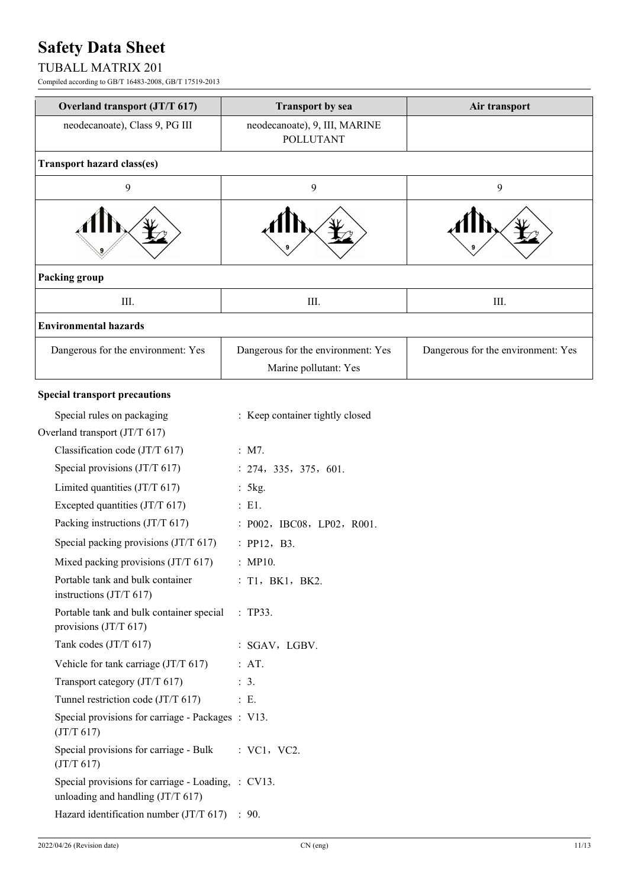| Overland transport (JT/T 617) | Transport by sea | Air transport |
|---|---|---|
| neodecanoate), Class 9, PG III | neodecanoate), 9, III, MARINE POLLUTANT | |
| **Transport hazard class(es)** | | |
| 9 | 9 | 9 |
| | | |
| **Packing group** | | |
| III. | III. | III. |
| **Environmental hazards** | | |
| Dangerous for the environment: Yes | Dangerous for the environment: Yes<br>Marine pollutant: Yes | Dangerous for the environment: Yes |

**Special transport precautions**

Special rules on packaging : Keep container tightly closed

Overland transport (JT/T 617)

- Classification code (JT/T 617) : M7.
- Special provisions (JT/T 617) : 274，335，375，601.
- Limited quantities (JT/T 617) : 5kg.
- Excepted quantities (JT/T 617) : E1.
- Packing instructions (JT/T 617) : P002，IBC08，LP02，R001.
- Special packing provisions (JT/T 617) : PP12，B3.
- Mixed packing provisions (JT/T 617) : MP10.
- Portable tank and bulk container instructions (JT/T 617) : T1，BK1，BK2.
- Portable tank and bulk container special provisions (JT/T 617) : TP33.
- Tank codes (JT/T 617) : SGAV，LGBV.
- Vehicle for tank carriage (JT/T 617) : AT.
- Transport category (JT/T 617) : 3.
- Tunnel restriction code (JT/T 617) : E.
- Special provisions for carriage - Packages (JT/T 617) : V13.
- Special provisions for carriage - Bulk (JT/T 617) : VC1，VC2.
- Special provisions for carriage - Loading, unloading and handling (JT/T 617) : CV13.
- Hazard identification number (JT/T 617) : 90.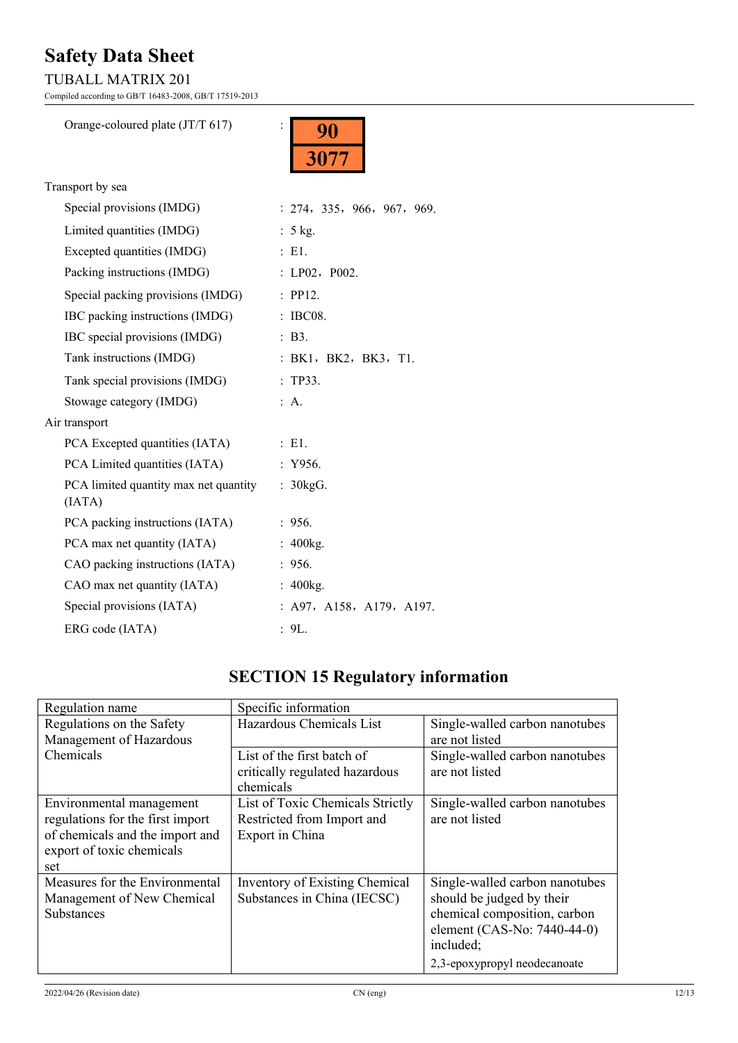Orange-coloured plate (JT/T 617) :

| 90 |
|---|
| 3077 |

Transport by sea

| | |
|---|---|
| Special provisions (IMDG) | : 274，335，966，967，969. |
| Limited quantities (IMDG) | : 5 kg. |
| Excepted quantities (IMDG) | : E1. |
| Packing instructions (IMDG) | : LP02，P002. |
| Special packing provisions (IMDG) | : PP12. |
| IBC packing instructions (IMDG) | : IBC08. |
| IBC special provisions (IMDG) | : B3. |
| Tank instructions (IMDG) | : BK1，BK2，BK3，T1. |
| Tank special provisions (IMDG) | : TP33. |
| Stowage category (IMDG) | : A. |

Air transport

| | |
|---|---|
| PCA Excepted quantities (IATA) | : E1. |
| PCA Limited quantities (IATA) | : Y956. |
| PCA limited quantity max net quantity (IATA) | : 30kgG. |
| PCA packing instructions (IATA) | : 956. |
| PCA max net quantity (IATA) | : 400kg. |
| CAO packing instructions (IATA) | : 956. |
| CAO max net quantity (IATA) | : 400kg. |
| Special provisions (IATA) | : A97，A158，A179，A197. |
| ERG code (IATA) | : 9L. |

## SECTION 15 Regulatory information

| Regulation name | Specific information | |
|---|---|---|
| Regulations on the Safety Management of Hazardous Chemicals | Hazardous Chemicals List | Single-walled carbon nanotubes are not listed |
| | List of the first batch of critically regulated hazardous chemicals | Single-walled carbon nanotubes are not listed |
| Environmental management regulations for the first import of chemicals and the import and export of toxic chemicals set | List of Toxic Chemicals Strictly Restricted from Import and Export in China | Single-walled carbon nanotubes are not listed |
| Measures for the Environmental Management of New Chemical Substances | Inventory of Existing Chemical Substances in China (IECSC) | Single-walled carbon nanotubes should be judged by their chemical composition, carbon element (CAS-No: 7440-44-0) included;<br>2,3-epoxypropyl neodecanoate |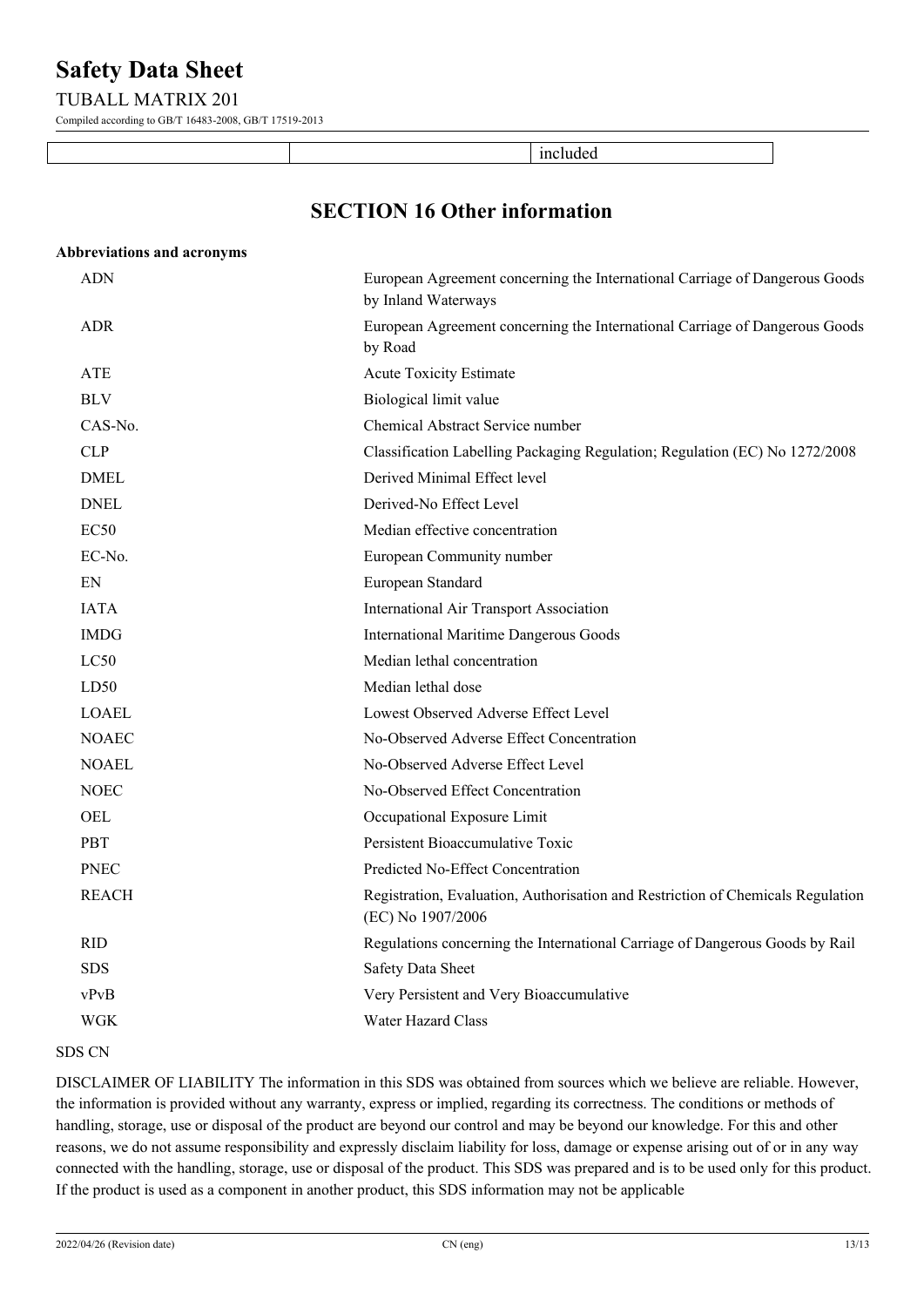| | | |
|---|---|---|
| | | included |

## SECTION 16 Other information

**Abbreviations and acronyms**

| | |
|---|---|
| ADN | European Agreement concerning the International Carriage of Dangerous Goods by Inland Waterways |
| ADR | European Agreement concerning the International Carriage of Dangerous Goods by Road |
| ATE | Acute Toxicity Estimate |
| BLV | Biological limit value |
| CAS-No. | Chemical Abstract Service number |
| CLP | Classification Labelling Packaging Regulation; Regulation (EC) No 1272/2008 |
| DMEL | Derived Minimal Effect level |
| DNEL | Derived-No Effect Level |
| EC50 | Median effective concentration |
| EC-No. | European Community number |
| EN | European Standard |
| IATA | International Air Transport Association |
| IMDG | International Maritime Dangerous Goods |
| LC50 | Median lethal concentration |
| LD50 | Median lethal dose |
| LOAEL | Lowest Observed Adverse Effect Level |
| NOAEC | No-Observed Adverse Effect Concentration |
| NOAEL | No-Observed Adverse Effect Level |
| NOEC | No-Observed Effect Concentration |
| OEL | Occupational Exposure Limit |
| PBT | Persistent Bioaccumulative Toxic |
| PNEC | Predicted No-Effect Concentration |
| REACH | Registration, Evaluation, Authorisation and Restriction of Chemicals Regulation (EC) No 1907/2006 |
| RID | Regulations concerning the International Carriage of Dangerous Goods by Rail |
| SDS | Safety Data Sheet |
| vPvB | Very Persistent and Very Bioaccumulative |
| WGK | Water Hazard Class |

SDS CN

DISCLAIMER OF LIABILITY The information in this SDS was obtained from sources which we believe are reliable. However, the information is provided without any warranty, express or implied, regarding its correctness. The conditions or methods of handling, storage, use or disposal of the product are beyond our control and may be beyond our knowledge. For this and other reasons, we do not assume responsibility and expressly disclaim liability for loss, damage or expense arising out of or in any way connected with the handling, storage, use or disposal of the product. This SDS was prepared and is to be used only for this product. If the product is used as a component in another product, this SDS information may not be applicable